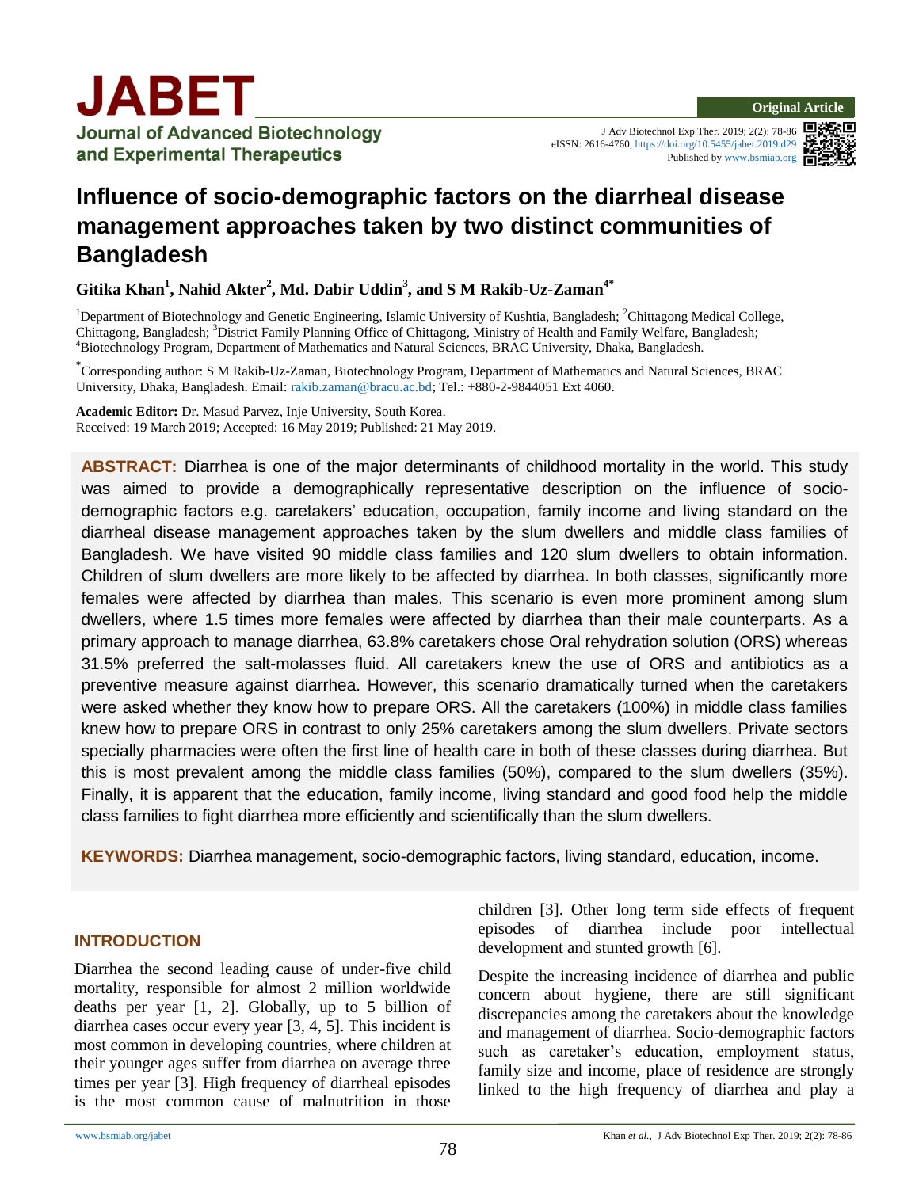**Original Article**

# Influence of socio-demographic factors on the diarrheal disease management approaches taken by two distinct communities of Bangladesh

**Gitika Khan[1], Nahid Akter[2], Md. Dabir Uddin[3], and S M Rakib-Uz-Zaman[4*]**

[1]Department of Biotechnology and Genetic Engineering, Islamic University of Kushtia, Bangladesh; [2]Chittagong Medical College, Chittagong, Bangladesh; [3]District Family Planning Office of Chittagong, Ministry of Health and Family Welfare, Bangladesh; [4]Biotechnology Program, Department of Mathematics and Natural Sciences, BRAC University, Dhaka, Bangladesh.

[*]Corresponding author: S M Rakib-Uz-Zaman, Biotechnology Program, Department of Mathematics and Natural Sciences, BRAC University, Dhaka, Bangladesh. Email: rakib.zaman@bracu.ac.bd; Tel.: +880-2-9844051 Ext 4060.

**Academic Editor:** Dr. Masud Parvez, Inje University, South Korea.
Received: 19 March 2019; Accepted: 16 May 2019; Published: 21 May 2019.

**ABSTRACT:** Diarrhea is one of the major determinants of childhood mortality in the world. This study was aimed to provide a demographically representative description on the influence of socio-demographic factors e.g. caretakers' education, occupation, family income and living standard on the diarrheal disease management approaches taken by the slum dwellers and middle class families of Bangladesh. We have visited 90 middle class families and 120 slum dwellers to obtain information. Children of slum dwellers are more likely to be affected by diarrhea. In both classes, significantly more females were affected by diarrhea than males. This scenario is even more prominent among slum dwellers, where 1.5 times more females were affected by diarrhea than their male counterparts. As a primary approach to manage diarrhea, 63.8% caretakers chose Oral rehydration solution (ORS) whereas 31.5% preferred the salt-molasses fluid. All caretakers knew the use of ORS and antibiotics as a preventive measure against diarrhea. However, this scenario dramatically turned when the caretakers were asked whether they know how to prepare ORS. All the caretakers (100%) in middle class families knew how to prepare ORS in contrast to only 25% caretakers among the slum dwellers. Private sectors specially pharmacies were often the first line of health care in both of these classes during diarrhea. But this is most prevalent among the middle class families (50%), compared to the slum dwellers (35%). Finally, it is apparent that the education, family income, living standard and good food help the middle class families to fight diarrhea more efficiently and scientifically than the slum dwellers.

**KEYWORDS:** Diarrhea management, socio-demographic factors, living standard, education, income.

## INTRODUCTION

Diarrhea the second leading cause of under-five child mortality, responsible for almost 2 million worldwide deaths per year [1, 2]. Globally, up to 5 billion of diarrhea cases occur every year [3, 4, 5]. This incident is most common in developing countries, where children at their younger ages suffer from diarrhea on average three times per year [3]. High frequency of diarrheal episodes is the most common cause of malnutrition in those children [3]. Other long term side effects of frequent episodes of diarrhea include poor intellectual development and stunted growth [6].

Despite the increasing incidence of diarrhea and public concern about hygiene, there are still significant discrepancies among the caretakers about the knowledge and management of diarrhea. Socio-demographic factors such as caretaker's education, employment status, family size and income, place of residence are strongly linked to the high frequency of diarrhea and play a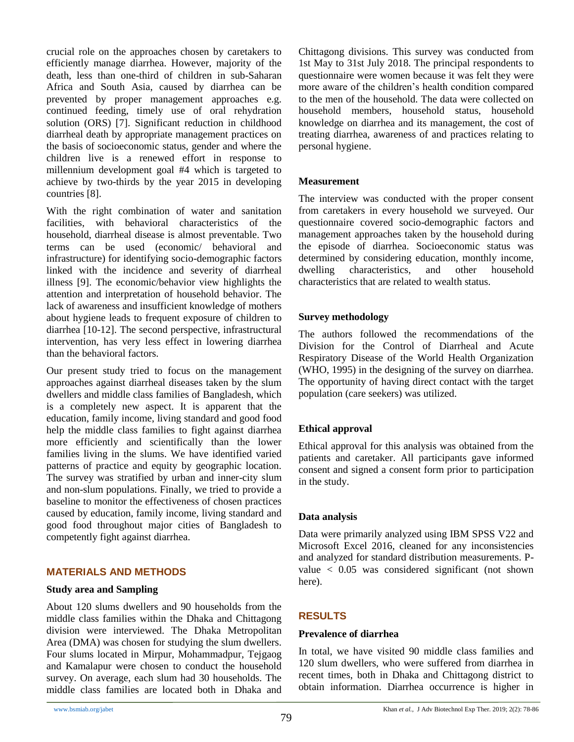crucial role on the approaches chosen by caretakers to efficiently manage diarrhea. However, majority of the death, less than one-third of children in sub-Saharan Africa and South Asia, caused by diarrhea can be prevented by proper management approaches e.g. continued feeding, timely use of oral rehydration solution (ORS) [7]. Significant reduction in childhood diarrheal death by appropriate management practices on the basis of socioeconomic status, gender and where the children live is a renewed effort in response to millennium development goal #4 which is targeted to achieve by two-thirds by the year 2015 in developing countries [8].

With the right combination of water and sanitation facilities, with behavioral characteristics of the household, diarrheal disease is almost preventable. Two terms can be used (economic/ behavioral and infrastructure) for identifying socio-demographic factors linked with the incidence and severity of diarrheal illness [9]. The economic/behavior view highlights the attention and interpretation of household behavior. The lack of awareness and insufficient knowledge of mothers about hygiene leads to frequent exposure of children to diarrhea [10-12]. The second perspective, infrastructural intervention, has very less effect in lowering diarrhea than the behavioral factors.

Our present study tried to focus on the management approaches against diarrheal diseases taken by the slum dwellers and middle class families of Bangladesh, which is a completely new aspect. It is apparent that the education, family income, living standard and good food help the middle class families to fight against diarrhea more efficiently and scientifically than the lower families living in the slums. We have identified varied patterns of practice and equity by geographic location. The survey was stratified by urban and inner-city slum and non-slum populations. Finally, we tried to provide a baseline to monitor the effectiveness of chosen practices caused by education, family income, living standard and good food throughout major cities of Bangladesh to competently fight against diarrhea.

## MATERIALS AND METHODS

### Study area and Sampling

About 120 slums dwellers and 90 households from the middle class families within the Dhaka and Chittagong division were interviewed. The Dhaka Metropolitan Area (DMA) was chosen for studying the slum dwellers. Four slums located in Mirpur, Mohammadpur, Tejgaog and Kamalapur were chosen to conduct the household survey. On average, each slum had 30 households. The middle class families are located both in Dhaka and Chittagong divisions. This survey was conducted from 1st May to 31st July 2018. The principal respondents to questionnaire were women because it was felt they were more aware of the children's health condition compared to the men of the household. The data were collected on household members, household status, household knowledge on diarrhea and its management, the cost of treating diarrhea, awareness of and practices relating to personal hygiene.

### Measurement

The interview was conducted with the proper consent from caretakers in every household we surveyed. Our questionnaire covered socio-demographic factors and management approaches taken by the household during the episode of diarrhea. Socioeconomic status was determined by considering education, monthly income, dwelling characteristics, and other household characteristics that are related to wealth status.

### Survey methodology

The authors followed the recommendations of the Division for the Control of Diarrheal and Acute Respiratory Disease of the World Health Organization (WHO, 1995) in the designing of the survey on diarrhea. The opportunity of having direct contact with the target population (care seekers) was utilized.

### Ethical approval

Ethical approval for this analysis was obtained from the patients and caretaker. All participants gave informed consent and signed a consent form prior to participation in the study.

### Data analysis

Data were primarily analyzed using IBM SPSS V22 and Microsoft Excel 2016, cleaned for any inconsistencies and analyzed for standard distribution measurements. P-value $< 0.05$ was considered significant (not shown here).

## RESULTS

### Prevalence of diarrhea

In total, we have visited 90 middle class families and 120 slum dwellers, who were suffered from diarrhea in recent times, both in Dhaka and Chittagong district to obtain information. Diarrhea occurrence is higher in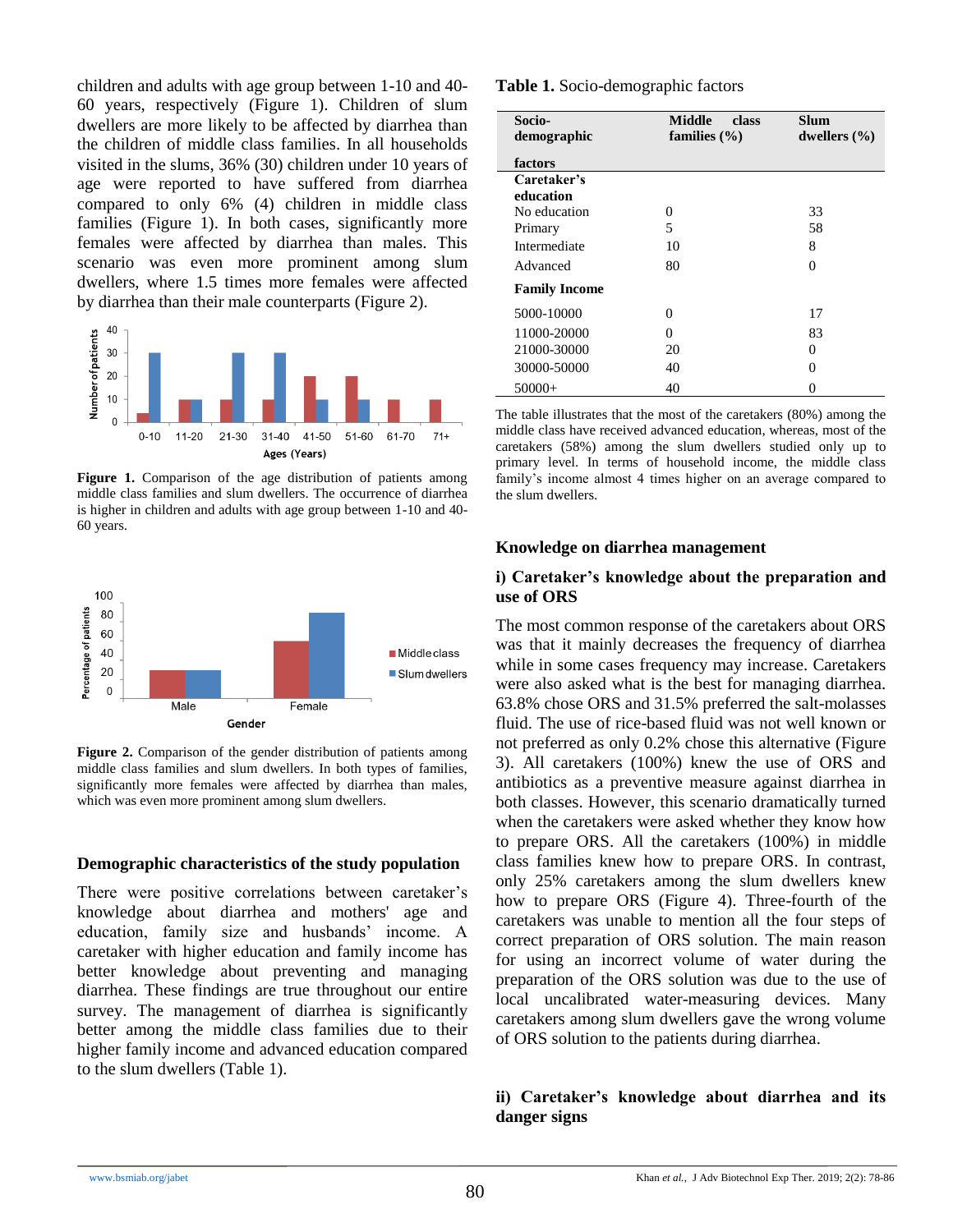children and adults with age group between 1-10 and 40-60 years, respectively (Figure 1). Children of slum dwellers are more likely to be affected by diarrhea than the children of middle class families. In all households visited in the slums, 36% (30) children under 10 years of age were reported to have suffered from diarrhea compared to only 6% (4) children in middle class families (Figure 1). In both cases, significantly more females were affected by diarrhea than males. This scenario was even more prominent among slum dwellers, where 1.5 times more females were affected by diarrhea than their male counterparts (Figure 2).

**Figure 1.** Comparison of the age distribution of patients among middle class families and slum dwellers. The occurrence of diarrhea is higher in children and adults with age group between 1-10 and 40-60 years.

**Figure 2.** Comparison of the gender distribution of patients among middle class families and slum dwellers. In both types of families, significantly more females were affected by diarrhea than males, which was even more prominent among slum dwellers.

## Demographic characteristics of the study population

There were positive correlations between caretaker's knowledge about diarrhea and mothers' age and education, family size and husbands' income. A caretaker with higher education and family income has better knowledge about preventing and managing diarrhea. These findings are true throughout our entire survey. The management of diarrhea is significantly better among the middle class families due to their higher family income and advanced education compared to the slum dwellers (Table 1).

**Table 1.** Socio-demographic factors

| Socio-demographic factors | Middle class families (%) | Slum dwellers (%) |
|---|---|---|
| **Caretaker's education** | | |
| No education | 0 | 33 |
| Primary | 5 | 58 |
| Intermediate | 10 | 8 |
| Advanced | 80 | 0 |
| **Family Income** | | |
| 5000-10000 | 0 | 17 |
| 11000-20000 | 0 | 83 |
| 21000-30000 | 20 | 0 |
| 30000-50000 | 40 | 0 |
| 50000+ | 40 | 0 |

The table illustrates that the most of the caretakers (80%) among the middle class have received advanced education, whereas, most of the caretakers (58%) among the slum dwellers studied only up to primary level. In terms of household income, the middle class family's income almost 4 times higher on an average compared to the slum dwellers.

## Knowledge on diarrhea management

### i) Caretaker's knowledge about the preparation and use of ORS

The most common response of the caretakers about ORS was that it mainly decreases the frequency of diarrhea while in some cases frequency may increase. Caretakers were also asked what is the best for managing diarrhea. 63.8% chose ORS and 31.5% preferred the salt-molasses fluid. The use of rice-based fluid was not well known or not preferred as only 0.2% chose this alternative (Figure 3). All caretakers (100%) knew the use of ORS and antibiotics as a preventive measure against diarrhea in both classes. However, this scenario dramatically turned when the caretakers were asked whether they know how to prepare ORS. All the caretakers (100%) in middle class families knew how to prepare ORS. In contrast, only 25% caretakers among the slum dwellers knew how to prepare ORS (Figure 4). Three-fourth of the caretakers was unable to mention all the four steps of correct preparation of ORS solution. The main reason for using an incorrect volume of water during the preparation of the ORS solution was due to the use of local uncalibrated water-measuring devices. Many caretakers among slum dwellers gave the wrong volume of ORS solution to the patients during diarrhea.

### ii) Caretaker's knowledge about diarrhea and its danger signs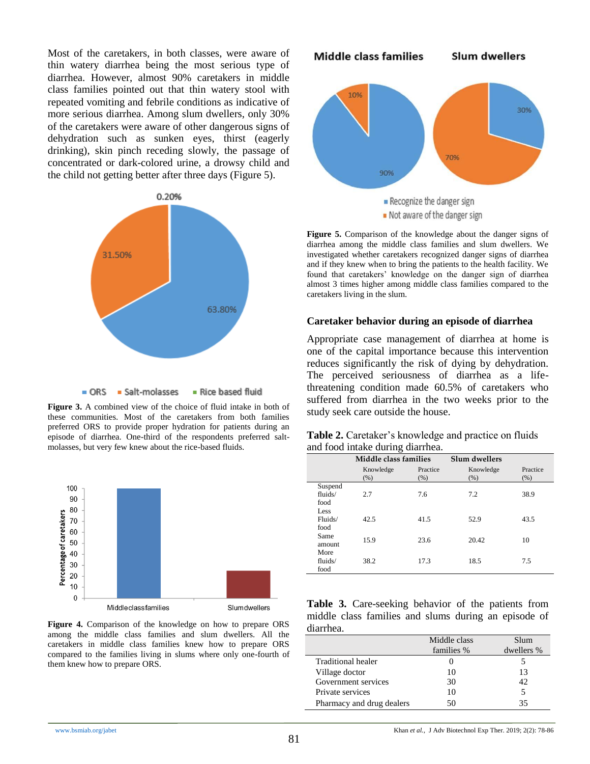Most of the caretakers, in both classes, were aware of thin watery diarrhea being the most serious type of diarrhea. However, almost 90% caretakers in middle class families pointed out that thin watery stool with repeated vomiting and febrile conditions as indicative of more serious diarrhea. Among slum dwellers, only 30% of the caretakers were aware of other dangerous signs of dehydration such as sunken eyes, thirst (eagerly drinking), skin pinch receding slowly, the passage of concentrated or dark-colored urine, a drowsy child and the child not getting better after three days (Figure 5).

**Figure 3.** A combined view of the choice of fluid intake in both of these communities. Most of the caretakers from both families preferred ORS to provide proper hydration for patients during an episode of diarrhea. One-third of the respondents preferred salt-molasses, but very few knew about the rice-based fluids.

**Figure 4.** Comparison of the knowledge on how to prepare ORS among the middle class families and slum dwellers. All the caretakers in middle class families knew how to prepare ORS compared to the families living in slums where only one-fourth of them knew how to prepare ORS.

**Figure 5.** Comparison of the knowledge about the danger signs of diarrhea among the middle class families and slum dwellers. We investigated whether caretakers recognized danger signs of diarrhea and if they knew when to bring the patients to the health facility. We found that caretakers' knowledge on the danger sign of diarrhea almost 3 times higher among middle class families compared to the caretakers living in the slum.

### Caretaker behavior during an episode of diarrhea

Appropriate case management of diarrhea at home is one of the capital importance because this intervention reduces significantly the risk of dying by dehydration. The perceived seriousness of diarrhea as a life-threatening condition made 60.5% of caretakers who suffered from diarrhea in the two weeks prior to the study seek care outside the house.

**Table 2.** Caretaker's knowledge and practice on fluids and food intake during diarrhea.

| | Middle class families | | Slum dwellers | |
|---|---|---|---|---|
| | Knowledge (%) | Practice (%) | Knowledge (%) | Practice (%) |
| Suspend fluids/ food | 2.7 | 7.6 | 7.2 | 38.9 |
| Less Fluids/ food | 42.5 | 41.5 | 52.9 | 43.5 |
| Same amount | 15.9 | 23.6 | 20.42 | 10 |
| More fluids/ food | 38.2 | 17.3 | 18.5 | 7.5 |

**Table 3.** Care-seeking behavior of the patients from middle class families and slums during an episode of diarrhea.

| | Middle class families % | Slum dwellers % |
|---|---|---|
| Traditional healer | 0 | 5 |
| Village doctor | 10 | 13 |
| Government services | 30 | 42 |
| Private services | 10 | 5 |
| Pharmacy and drug dealers | 50 | 35 |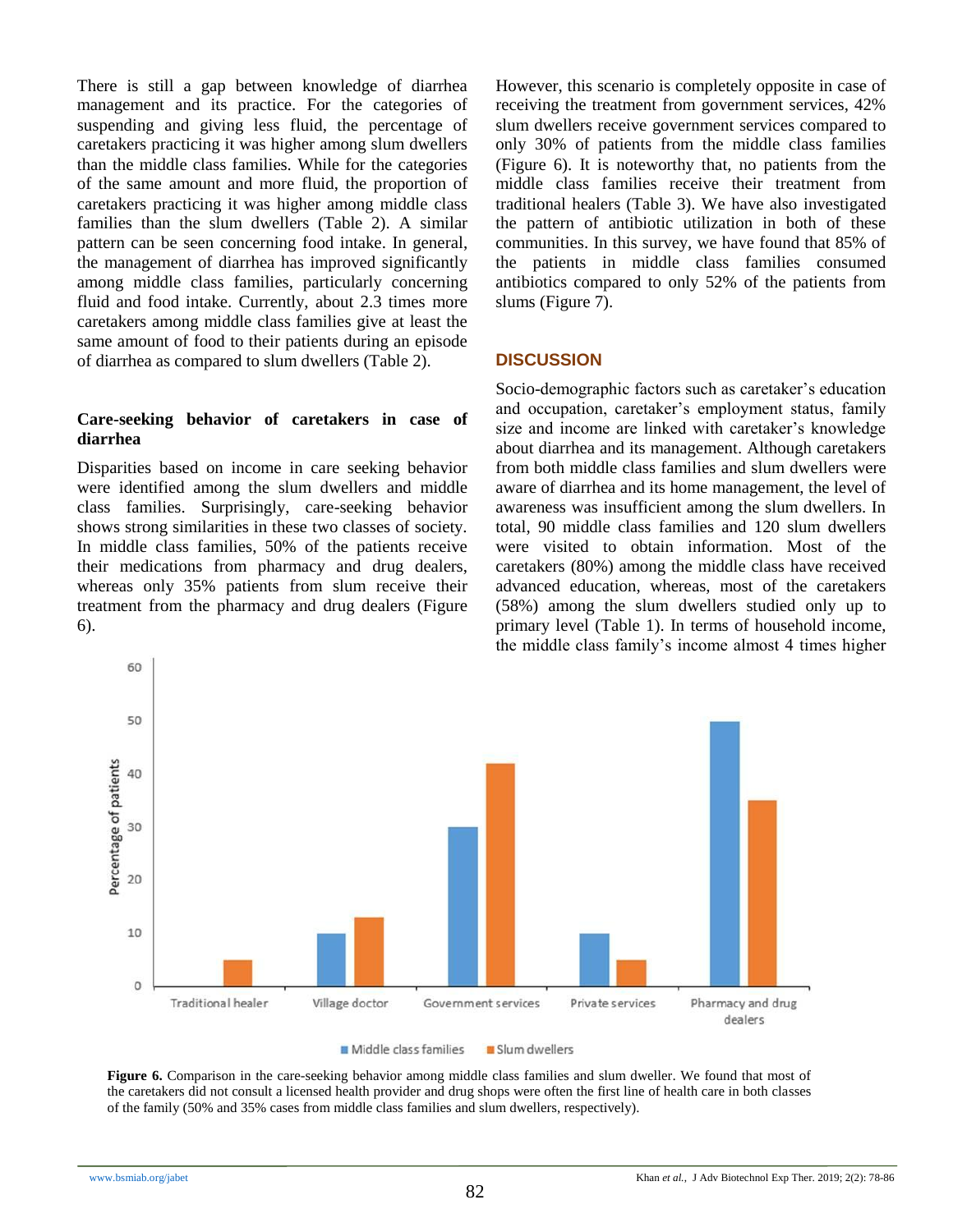There is still a gap between knowledge of diarrhea management and its practice. For the categories of suspending and giving less fluid, the percentage of caretakers practicing it was higher among slum dwellers than the middle class families. While for the categories of the same amount and more fluid, the proportion of caretakers practicing it was higher among middle class families than the slum dwellers (Table 2). A similar pattern can be seen concerning food intake. In general, the management of diarrhea has improved significantly among middle class families, particularly concerning fluid and food intake. Currently, about 2.3 times more caretakers among middle class families give at least the same amount of food to their patients during an episode of diarrhea as compared to slum dwellers (Table 2).

### Care-seeking behavior of caretakers in case of diarrhea

Disparities based on income in care seeking behavior were identified among the slum dwellers and middle class families. Surprisingly, care-seeking behavior shows strong similarities in these two classes of society. In middle class families, 50% of the patients receive their medications from pharmacy and drug dealers, whereas only 35% patients from slum receive their treatment from the pharmacy and drug dealers (Figure 6). However, this scenario is completely opposite in case of receiving the treatment from government services, 42% slum dwellers receive government services compared to only 30% of patients from the middle class families (Figure 6). It is noteworthy that, no patients from the middle class families receive their treatment from traditional healers (Table 3). We have also investigated the pattern of antibiotic utilization in both of these communities. In this survey, we have found that 85% of the patients in middle class families consumed antibiotics compared to only 52% of the patients from slums (Figure 7).

## DISCUSSION

Socio-demographic factors such as caretaker's education and occupation, caretaker's employment status, family size and income are linked with caretaker's knowledge about diarrhea and its management. Although caretakers from both middle class families and slum dwellers were aware of diarrhea and its home management, the level of awareness was insufficient among the slum dwellers. In total, 90 middle class families and 120 slum dwellers were visited to obtain information. Most of the caretakers (80%) among the middle class have received advanced education, whereas, most of the caretakers (58%) among the slum dwellers studied only up to primary level (Table 1). In terms of household income, the middle class family's income almost 4 times higher

**Figure 6.** Comparison in the care-seeking behavior among middle class families and slum dweller. We found that most of the caretakers did not consult a licensed health provider and drug shops were often the first line of health care in both classes of the family (50% and 35% cases from middle class families and slum dwellers, respectively).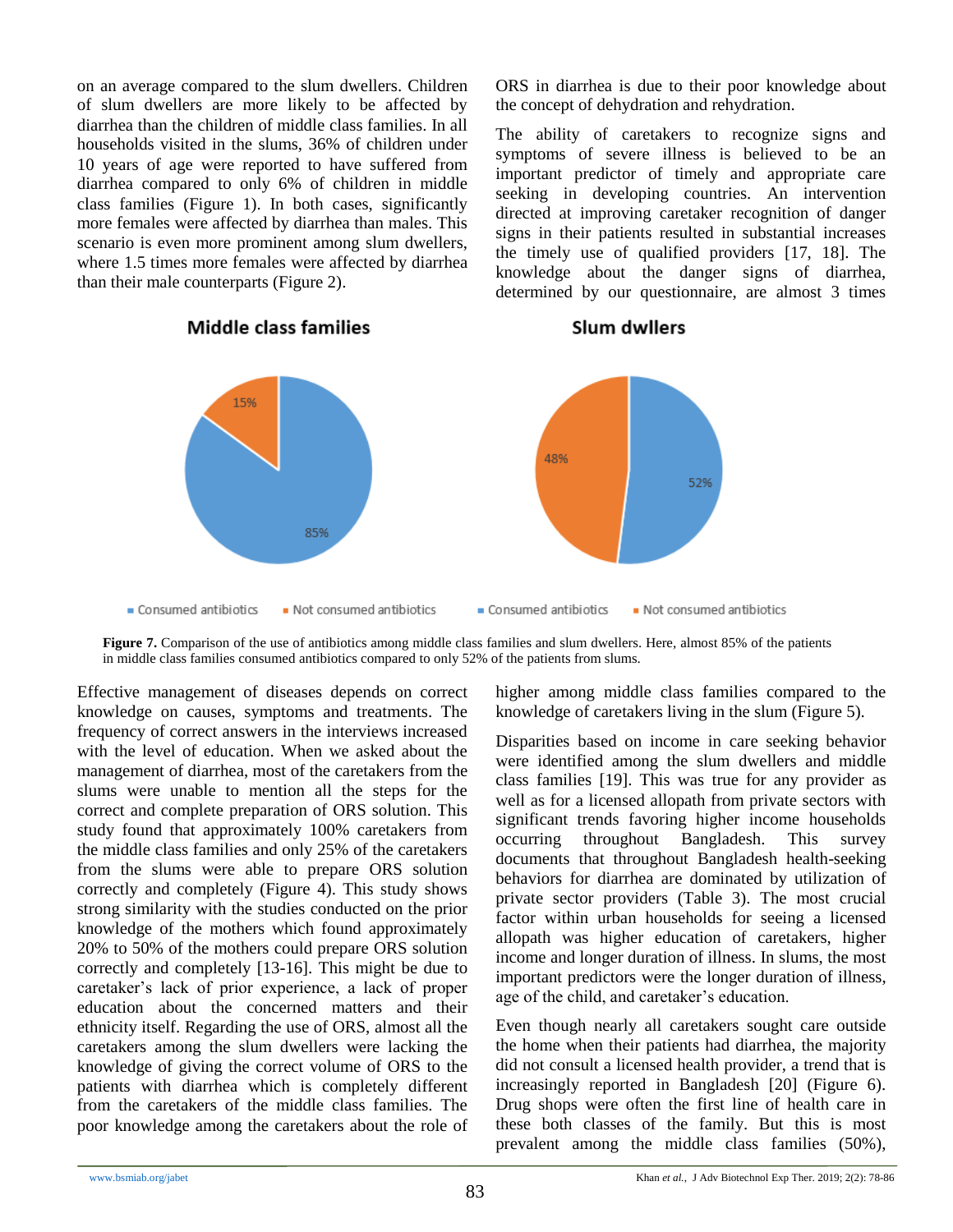on an average compared to the slum dwellers. Children of slum dwellers are more likely to be affected by diarrhea than the children of middle class families. In all households visited in the slums, 36% of children under 10 years of age were reported to have suffered from diarrhea compared to only 6% of children in middle class families (Figure 1). In both cases, significantly more females were affected by diarrhea than males. This scenario is even more prominent among slum dwellers, where 1.5 times more females were affected by diarrhea than their male counterparts (Figure 2).

ORS in diarrhea is due to their poor knowledge about the concept of dehydration and rehydration.

The ability of caretakers to recognize signs and symptoms of severe illness is believed to be an important predictor of timely and appropriate care seeking in developing countries. An intervention directed at improving caretaker recognition of danger signs in their patients resulted in substantial increases the timely use of qualified providers [17, 18]. The knowledge about the danger signs of diarrhea, determined by our questionnaire, are almost 3 times higher among middle class families compared to the knowledge of caretakers living in the slum (Figure 5).

**Figure 7.** Comparison of the use of antibiotics among middle class families and slum dwellers. Here, almost 85% of the patients in middle class families consumed antibiotics compared to only 52% of the patients from slums.

Effective management of diseases depends on correct knowledge on causes, symptoms and treatments. The frequency of correct answers in the interviews increased with the level of education. When we asked about the management of diarrhea, most of the caretakers from the slums were unable to mention all the steps for the correct and complete preparation of ORS solution. This study found that approximately 100% caretakers from the middle class families and only 25% of the caretakers from the slums were able to prepare ORS solution correctly and completely (Figure 4). This study shows strong similarity with the studies conducted on the prior knowledge of the mothers which found approximately 20% to 50% of the mothers could prepare ORS solution correctly and completely [13-16]. This might be due to caretaker's lack of prior experience, a lack of proper education about the concerned matters and their ethnicity itself. Regarding the use of ORS, almost all the caretakers among the slum dwellers were lacking the knowledge of giving the correct volume of ORS to the patients with diarrhea which is completely different from the caretakers of the middle class families. The poor knowledge among the caretakers about the role of

Disparities based on income in care seeking behavior were identified among the slum dwellers and middle class families [19]. This was true for any provider as well as for a licensed allopath from private sectors with significant trends favoring higher income households occurring throughout Bangladesh. This survey documents that throughout Bangladesh health-seeking behaviors for diarrhea are dominated by utilization of private sector providers (Table 3). The most crucial factor within urban households for seeing a licensed allopath was higher education of caretakers, higher income and longer duration of illness. In slums, the most important predictors were the longer duration of illness, age of the child, and caretaker's education.

Even though nearly all caretakers sought care outside the home when their patients had diarrhea, the majority did not consult a licensed health provider, a trend that is increasingly reported in Bangladesh [20] (Figure 6). Drug shops were often the first line of health care in these both classes of the family. But this is most prevalent among the middle class families (50%),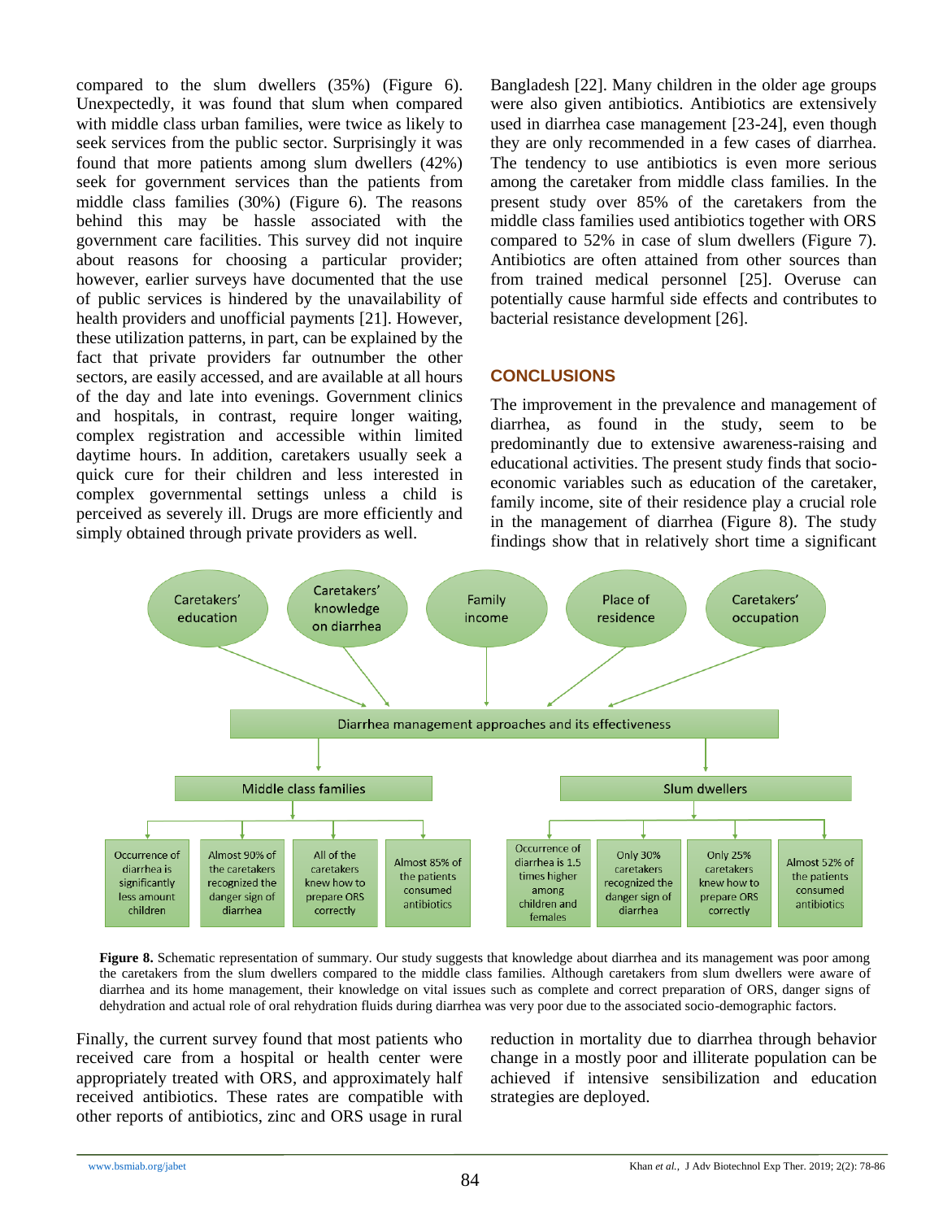compared to the slum dwellers (35%) (Figure 6). Unexpectedly, it was found that slum when compared with middle class urban families, were twice as likely to seek services from the public sector. Surprisingly it was found that more patients among slum dwellers (42%) seek for government services than the patients from middle class families (30%) (Figure 6). The reasons behind this may be hassle associated with the government care facilities. This survey did not inquire about reasons for choosing a particular provider; however, earlier surveys have documented that the use of public services is hindered by the unavailability of health providers and unofficial payments [21]. However, these utilization patterns, in part, can be explained by the fact that private providers far outnumber the other sectors, are easily accessed, and are available at all hours of the day and late into evenings. Government clinics and hospitals, in contrast, require longer waiting, complex registration and accessible within limited daytime hours. In addition, caretakers usually seek a quick cure for their children and less interested in complex governmental settings unless a child is perceived as severely ill. Drugs are more efficiently and simply obtained through private providers as well.

Bangladesh [22]. Many children in the older age groups were also given antibiotics. Antibiotics are extensively used in diarrhea case management [23-24], even though they are only recommended in a few cases of diarrhea. The tendency to use antibiotics is even more serious among the caretaker from middle class families. In the present study over 85% of the caretakers from the middle class families used antibiotics together with ORS compared to 52% in case of slum dwellers (Figure 7). Antibiotics are often attained from other sources than from trained medical personnel [25]. Overuse can potentially cause harmful side effects and contributes to bacterial resistance development [26].

Finally, the current survey found that most patients who received care from a hospital or health center were appropriately treated with ORS, and approximately half received antibiotics. These rates are compatible with other reports of antibiotics, zinc and ORS usage in rural

## CONCLUSIONS

The improvement in the prevalence and management of diarrhea, as found in the study, seem to be predominantly due to extensive awareness-raising and educational activities. The present study finds that socio-economic variables such as education of the caretaker, family income, site of their residence play a crucial role in the management of diarrhea (Figure 8). The study findings show that in relatively short time a significant reduction in mortality due to diarrhea through behavior change in a mostly poor and illiterate population can be achieved if intensive sensibilization and education strategies are deployed.

**Figure 8.** Schematic representation of summary. Our study suggests that knowledge about diarrhea and its management was poor among the caretakers from the slum dwellers compared to the middle class families. Although caretakers from slum dwellers were aware of diarrhea and its home management, their knowledge on vital issues such as complete and correct preparation of ORS, danger signs of dehydration and actual role of oral rehydration fluids during diarrhea was very poor due to the associated socio-demographic factors.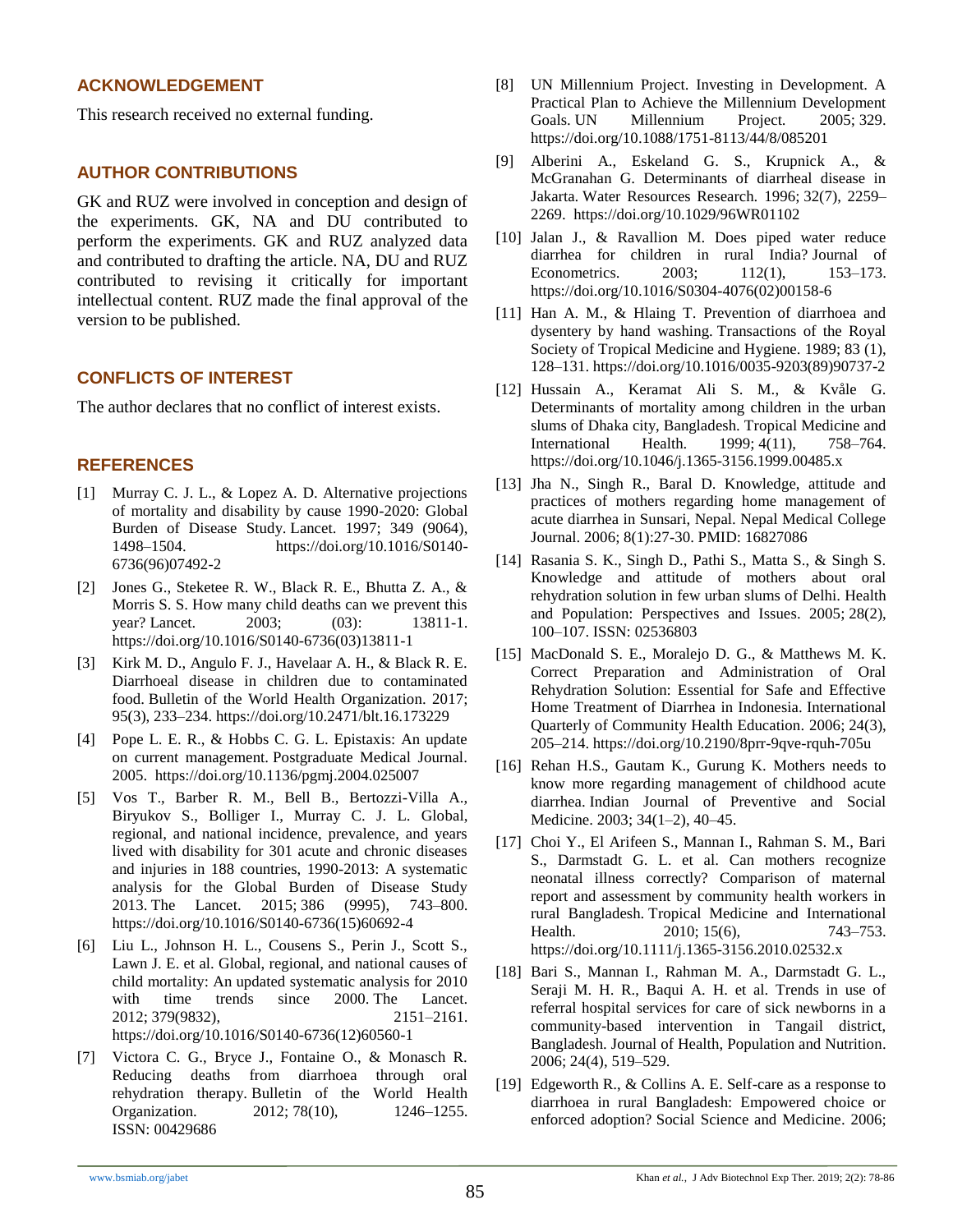## ACKNOWLEDGEMENT

This research received no external funding.

## AUTHOR CONTRIBUTIONS

GK and RUZ were involved in conception and design of the experiments. GK, NA and DU contributed to perform the experiments. GK and RUZ analyzed data and contributed to drafting the article. NA, DU and RUZ contributed to revising it critically for important intellectual content. RUZ made the final approval of the version to be published.

## CONFLICTS OF INTEREST

The author declares that no conflict of interest exists.

## REFERENCES

[1] Murray C. J. L., & Lopez A. D. Alternative projections of mortality and disability by cause 1990-2020: Global Burden of Disease Study. Lancet. 1997; 349 (9064), 1498–1504. https://doi.org/10.1016/S0140-6736(96)07492-2

[2] Jones G., Steketee R. W., Black R. E., Bhutta Z. A., & Morris S. S. How many child deaths can we prevent this year? Lancet. 2003; (03): 13811-1. https://doi.org/10.1016/S0140-6736(03)13811-1

[3] Kirk M. D., Angulo F. J., Havelaar A. H., & Black R. E. Diarrhoeal disease in children due to contaminated food. Bulletin of the World Health Organization. 2017; 95(3), 233–234. https://doi.org/10.2471/blt.16.173229

[4] Pope L. E. R., & Hobbs C. G. L. Epistaxis: An update on current management. Postgraduate Medical Journal. 2005. https://doi.org/10.1136/pgmj.2004.025007

[5] Vos T., Barber R. M., Bell B., Bertozzi-Villa A., Biryukov S., Bolliger I., Murray C. J. L. Global, regional, and national incidence, prevalence, and years lived with disability for 301 acute and chronic diseases and injuries in 188 countries, 1990-2013: A systematic analysis for the Global Burden of Disease Study 2013. The Lancet. 2015; 386 (9995), 743–800. https://doi.org/10.1016/S0140-6736(15)60692-4

[6] Liu L., Johnson H. L., Cousens S., Perin J., Scott S., Lawn J. E. et al. Global, regional, and national causes of child mortality: An updated systematic analysis for 2010 with time trends since 2000. The Lancet. 2012; 379(9832), 2151–2161. https://doi.org/10.1016/S0140-6736(12)60560-1

[7] Victora C. G., Bryce J., Fontaine O., & Monasch R. Reducing deaths from diarrhoea through oral rehydration therapy. Bulletin of the World Health Organization. 2012; 78(10), 1246–1255. ISSN: 00429686

[8] UN Millennium Project. Investing in Development. A Practical Plan to Achieve the Millennium Development Goals. UN Millennium Project. 2005; 329. https://doi.org/10.1088/1751-8113/44/8/085201

[9] Alberini A., Eskeland G. S., Krupnick A., & McGranahan G. Determinants of diarrheal disease in Jakarta. Water Resources Research. 1996; 32(7), 2259–2269. https://doi.org/10.1029/96WR01102

[10] Jalan J., & Ravallion M. Does piped water reduce diarrhea for children in rural India? Journal of Econometrics. 2003; 112(1), 153–173. https://doi.org/10.1016/S0304-4076(02)00158-6

[11] Han A. M., & Hlaing T. Prevention of diarrhoea and dysentery by hand washing. Transactions of the Royal Society of Tropical Medicine and Hygiene. 1989; 83 (1), 128–131. https://doi.org/10.1016/0035-9203(89)90737-2

[12] Hussain A., Keramat Ali S. M., & Kvåle G. Determinants of mortality among children in the urban slums of Dhaka city, Bangladesh. Tropical Medicine and International Health. 1999; 4(11), 758–764. https://doi.org/10.1046/j.1365-3156.1999.00485.x

[13] Jha N., Singh R., Baral D. Knowledge, attitude and practices of mothers regarding home management of acute diarrhea in Sunsari, Nepal. Nepal Medical College Journal. 2006; 8(1):27-30. PMID: 16827086

[14] Rasania S. K., Singh D., Pathi S., Matta S., & Singh S. Knowledge and attitude of mothers about oral rehydration solution in few urban slums of Delhi. Health and Population: Perspectives and Issues. 2005; 28(2), 100–107. ISSN: 02536803

[15] MacDonald S. E., Moralejo D. G., & Matthews M. K. Correct Preparation and Administration of Oral Rehydration Solution: Essential for Safe and Effective Home Treatment of Diarrhea in Indonesia. International Quarterly of Community Health Education. 2006; 24(3), 205–214. https://doi.org/10.2190/8prr-9qve-rquh-705u

[16] Rehan H.S., Gautam K., Gurung K. Mothers needs to know more regarding management of childhood acute diarrhea. Indian Journal of Preventive and Social Medicine. 2003; 34(1–2), 40–45.

[17] Choi Y., El Arifeen S., Mannan I., Rahman S. M., Bari S., Darmstadt G. L. et al. Can mothers recognize neonatal illness correctly? Comparison of maternal report and assessment by community health workers in rural Bangladesh. Tropical Medicine and International Health. 2010; 15(6), 743–753. https://doi.org/10.1111/j.1365-3156.2010.02532.x

[18] Bari S., Mannan I., Rahman M. A., Darmstadt G. L., Seraji M. H. R., Baqui A. H. et al. Trends in use of referral hospital services for care of sick newborns in a community-based intervention in Tangail district, Bangladesh. Journal of Health, Population and Nutrition. 2006; 24(4), 519–529.

[19] Edgeworth R., & Collins A. E. Self-care as a response to diarrhoea in rural Bangladesh: Empowered choice or enforced adoption? Social Science and Medicine. 2006;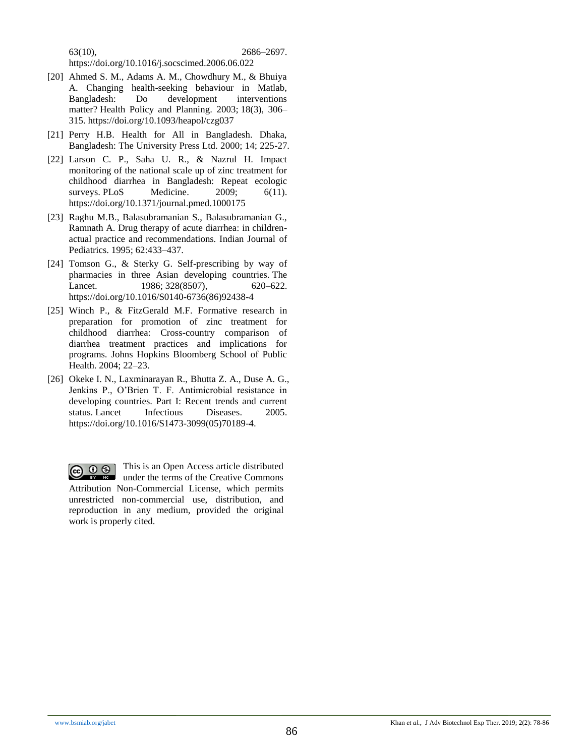63(10), 2686–2697. https://doi.org/10.1016/j.socscimed.2006.06.022

[20] Ahmed S. M., Adams A. M., Chowdhury M., & Bhuiya A. Changing health-seeking behaviour in Matlab, Bangladesh: Do development interventions matter? Health Policy and Planning. 2003; 18(3), 306–315. https://doi.org/10.1093/heapol/czg037

[21] Perry H.B. Health for All in Bangladesh. Dhaka, Bangladesh: The University Press Ltd. 2000; 14; 225-27.

[22] Larson C. P., Saha U. R., & Nazrul H. Impact monitoring of the national scale up of zinc treatment for childhood diarrhea in Bangladesh: Repeat ecologic surveys. PLoS Medicine. 2009; 6(11). https://doi.org/10.1371/journal.pmed.1000175

[23] Raghu M.B., Balasubramanian S., Balasubramanian G., Ramnath A. Drug therapy of acute diarrhea: in children-actual practice and recommendations. Indian Journal of Pediatrics. 1995; 62:433–437.

[24] Tomson G., & Sterky G. Self-prescribing by way of pharmacies in three Asian developing countries. The Lancet. 1986; 328(8507), 620–622. https://doi.org/10.1016/S0140-6736(86)92438-4

[25] Winch P., & FitzGerald M.F. Formative research in preparation for promotion of zinc treatment for childhood diarrhea: Cross-country comparison of diarrhea treatment practices and implications for programs. Johns Hopkins Bloomberg School of Public Health. 2004; 22–23.

[26] Okeke I. N., Laxminarayan R., Bhutta Z. A., Duse A. G., Jenkins P., O'Brien T. F. Antimicrobial resistance in developing countries. Part I: Recent trends and current status. Lancet Infectious Diseases. 2005. https://doi.org/10.1016/S1473-3099(05)70189-4.

This is an Open Access article distributed under the terms of the Creative Commons Attribution Non-Commercial License, which permits unrestricted non-commercial use, distribution, and reproduction in any medium, provided the original work is properly cited.